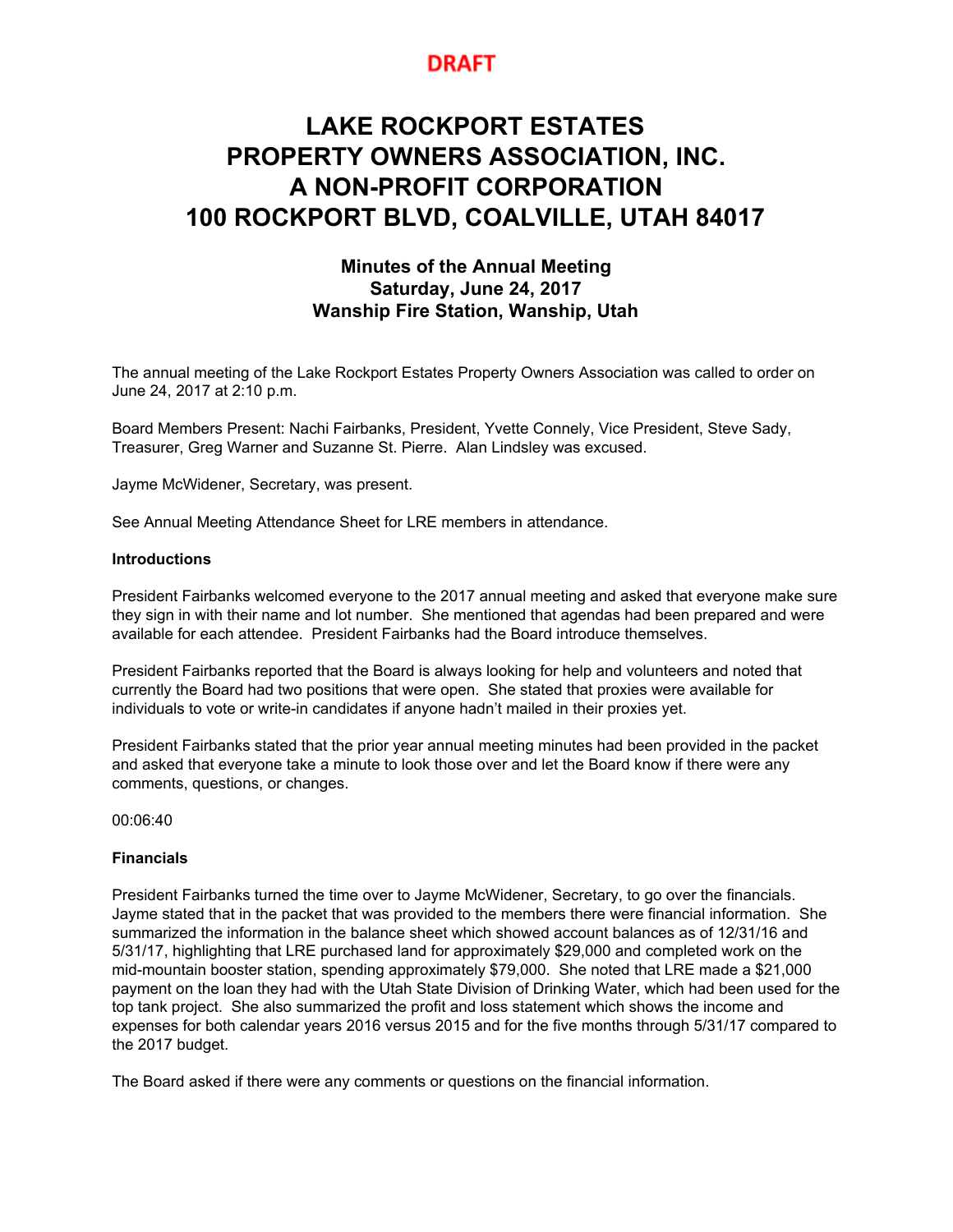**DRAFT**

# LAKE ROCKPORT ESTATES PROPERTY OWNERS ASSOCIATION, INC. A NON-PROFIT CORPORATION 100 ROCKPORT BLVD, COALVILLE, UTAH 84017

### Minutes of the Annual Meeting
### Saturday, June 24, 2017
### Wanship Fire Station, Wanship, Utah

The annual meeting of the Lake Rockport Estates Property Owners Association was called to order on June 24, 2017 at 2:10 p.m.

Board Members Present: Nachi Fairbanks, President, Yvette Connely, Vice President, Steve Sady, Treasurer, Greg Warner and Suzanne St. Pierre. Alan Lindsley was excused.

Jayme McWidener, Secretary, was present.

See Annual Meeting Attendance Sheet for LRE members in attendance.

**Introductions**

President Fairbanks welcomed everyone to the 2017 annual meeting and asked that everyone make sure they sign in with their name and lot number. She mentioned that agendas had been prepared and were available for each attendee. President Fairbanks had the Board introduce themselves.

President Fairbanks reported that the Board is always looking for help and volunteers and noted that currently the Board had two positions that were open. She stated that proxies were available for individuals to vote or write-in candidates if anyone hadn't mailed in their proxies yet.

President Fairbanks stated that the prior year annual meeting minutes had been provided in the packet and asked that everyone take a minute to look those over and let the Board know if there were any comments, questions, or changes.

00:06:40

**Financials**

President Fairbanks turned the time over to Jayme McWidener, Secretary, to go over the financials. Jayme stated that in the packet that was provided to the members there were financial information. She summarized the information in the balance sheet which showed account balances as of 12/31/16 and 5/31/17, highlighting that LRE purchased land for approximately $29,000 and completed work on the mid-mountain booster station, spending approximately $79,000. She noted that LRE made a $21,000 payment on the loan they had with the Utah State Division of Drinking Water, which had been used for the top tank project. She also summarized the profit and loss statement which shows the income and expenses for both calendar years 2016 versus 2015 and for the five months through 5/31/17 compared to the 2017 budget.

The Board asked if there were any comments or questions on the financial information.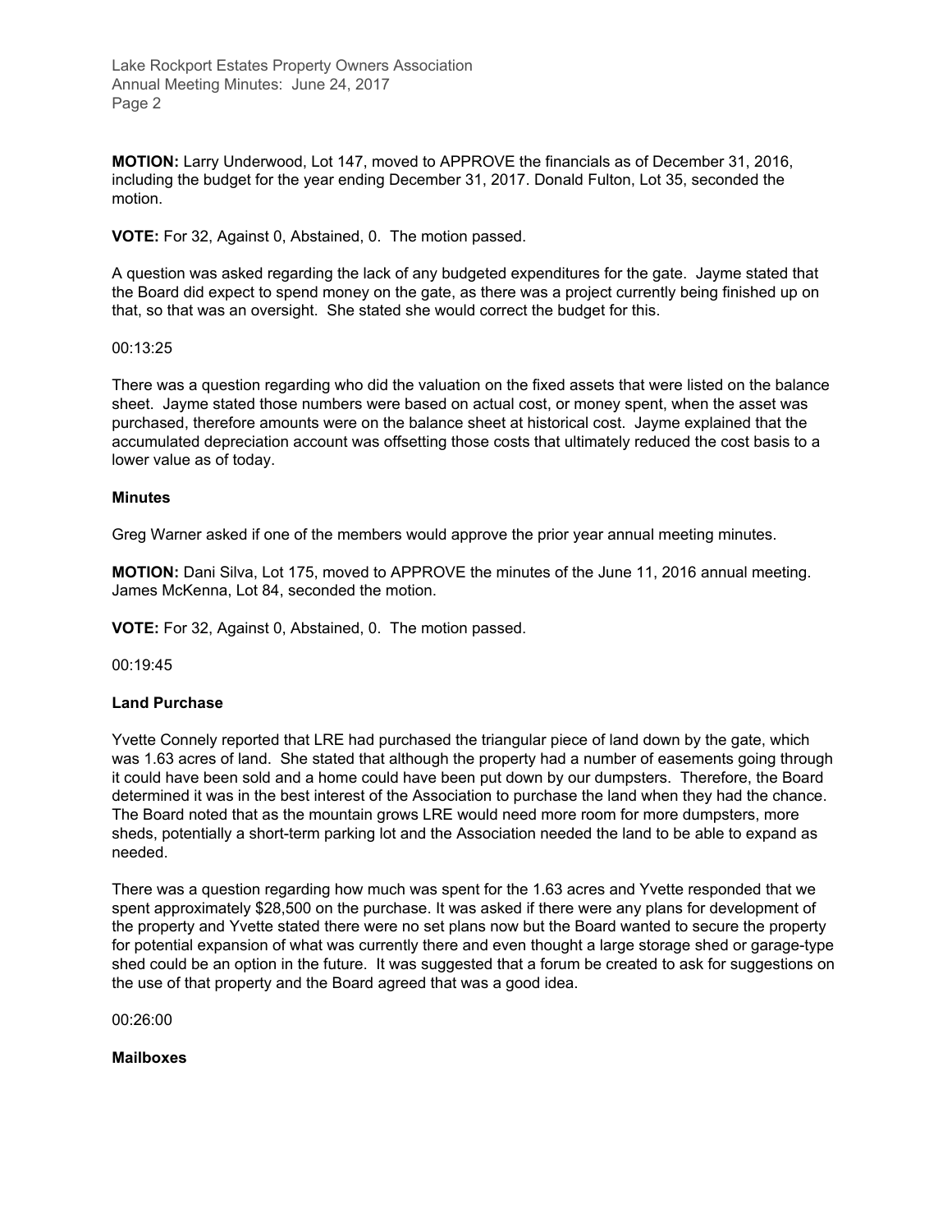**MOTION:** Larry Underwood, Lot 147, moved to APPROVE the financials as of December 31, 2016, including the budget for the year ending December 31, 2017. Donald Fulton, Lot 35, seconded the motion.

**VOTE:** For 32, Against 0, Abstained, 0. The motion passed.

A question was asked regarding the lack of any budgeted expenditures for the gate. Jayme stated that the Board did expect to spend money on the gate, as there was a project currently being finished up on that, so that was an oversight. She stated she would correct the budget for this.

00:13:25

There was a question regarding who did the valuation on the fixed assets that were listed on the balance sheet. Jayme stated those numbers were based on actual cost, or money spent, when the asset was purchased, therefore amounts were on the balance sheet at historical cost. Jayme explained that the accumulated depreciation account was offsetting those costs that ultimately reduced the cost basis to a lower value as of today.

**Minutes**

Greg Warner asked if one of the members would approve the prior year annual meeting minutes.

**MOTION:** Dani Silva, Lot 175, moved to APPROVE the minutes of the June 11, 2016 annual meeting. James McKenna, Lot 84, seconded the motion.

**VOTE:** For 32, Against 0, Abstained, 0. The motion passed.

00:19:45

**Land Purchase**

Yvette Connely reported that LRE had purchased the triangular piece of land down by the gate, which was 1.63 acres of land. She stated that although the property had a number of easements going through it could have been sold and a home could have been put down by our dumpsters. Therefore, the Board determined it was in the best interest of the Association to purchase the land when they had the chance. The Board noted that as the mountain grows LRE would need more room for more dumpsters, more sheds, potentially a short-term parking lot and the Association needed the land to be able to expand as needed.

There was a question regarding how much was spent for the 1.63 acres and Yvette responded that we spent approximately $28,500 on the purchase. It was asked if there were any plans for development of the property and Yvette stated there were no set plans now but the Board wanted to secure the property for potential expansion of what was currently there and even thought a large storage shed or garage-type shed could be an option in the future. It was suggested that a forum be created to ask for suggestions on the use of that property and the Board agreed that was a good idea.

00:26:00

**Mailboxes**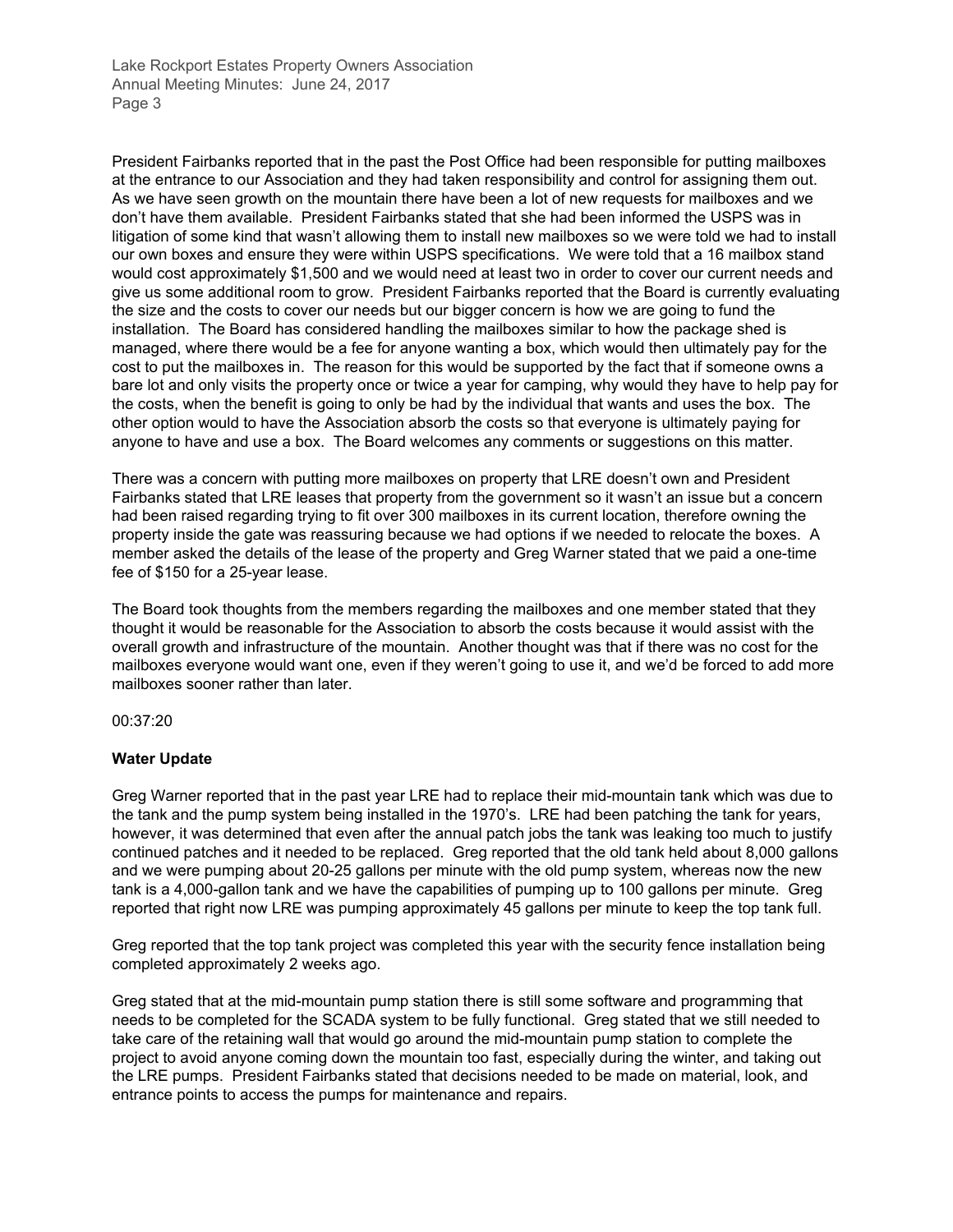President Fairbanks reported that in the past the Post Office had been responsible for putting mailboxes at the entrance to our Association and they had taken responsibility and control for assigning them out. As we have seen growth on the mountain there have been a lot of new requests for mailboxes and we don't have them available. President Fairbanks stated that she had been informed the USPS was in litigation of some kind that wasn't allowing them to install new mailboxes so we were told we had to install our own boxes and ensure they were within USPS specifications. We were told that a 16 mailbox stand would cost approximately $1,500 and we would need at least two in order to cover our current needs and give us some additional room to grow. President Fairbanks reported that the Board is currently evaluating the size and the costs to cover our needs but our bigger concern is how we are going to fund the installation. The Board has considered handling the mailboxes similar to how the package shed is managed, where there would be a fee for anyone wanting a box, which would then ultimately pay for the cost to put the mailboxes in. The reason for this would be supported by the fact that if someone owns a bare lot and only visits the property once or twice a year for camping, why would they have to help pay for the costs, when the benefit is going to only be had by the individual that wants and uses the box. The other option would to have the Association absorb the costs so that everyone is ultimately paying for anyone to have and use a box. The Board welcomes any comments or suggestions on this matter.

There was a concern with putting more mailboxes on property that LRE doesn't own and President Fairbanks stated that LRE leases that property from the government so it wasn't an issue but a concern had been raised regarding trying to fit over 300 mailboxes in its current location, therefore owning the property inside the gate was reassuring because we had options if we needed to relocate the boxes. A member asked the details of the lease of the property and Greg Warner stated that we paid a one-time fee of $150 for a 25-year lease.

The Board took thoughts from the members regarding the mailboxes and one member stated that they thought it would be reasonable for the Association to absorb the costs because it would assist with the overall growth and infrastructure of the mountain. Another thought was that if there was no cost for the mailboxes everyone would want one, even if they weren't going to use it, and we'd be forced to add more mailboxes sooner rather than later.

00:37:20

**Water Update**

Greg Warner reported that in the past year LRE had to replace their mid-mountain tank which was due to the tank and the pump system being installed in the 1970's. LRE had been patching the tank for years, however, it was determined that even after the annual patch jobs the tank was leaking too much to justify continued patches and it needed to be replaced. Greg reported that the old tank held about 8,000 gallons and we were pumping about 20-25 gallons per minute with the old pump system, whereas now the new tank is a 4,000-gallon tank and we have the capabilities of pumping up to 100 gallons per minute. Greg reported that right now LRE was pumping approximately 45 gallons per minute to keep the top tank full.

Greg reported that the top tank project was completed this year with the security fence installation being completed approximately 2 weeks ago.

Greg stated that at the mid-mountain pump station there is still some software and programming that needs to be completed for the SCADA system to be fully functional. Greg stated that we still needed to take care of the retaining wall that would go around the mid-mountain pump station to complete the project to avoid anyone coming down the mountain too fast, especially during the winter, and taking out the LRE pumps. President Fairbanks stated that decisions needed to be made on material, look, and entrance points to access the pumps for maintenance and repairs.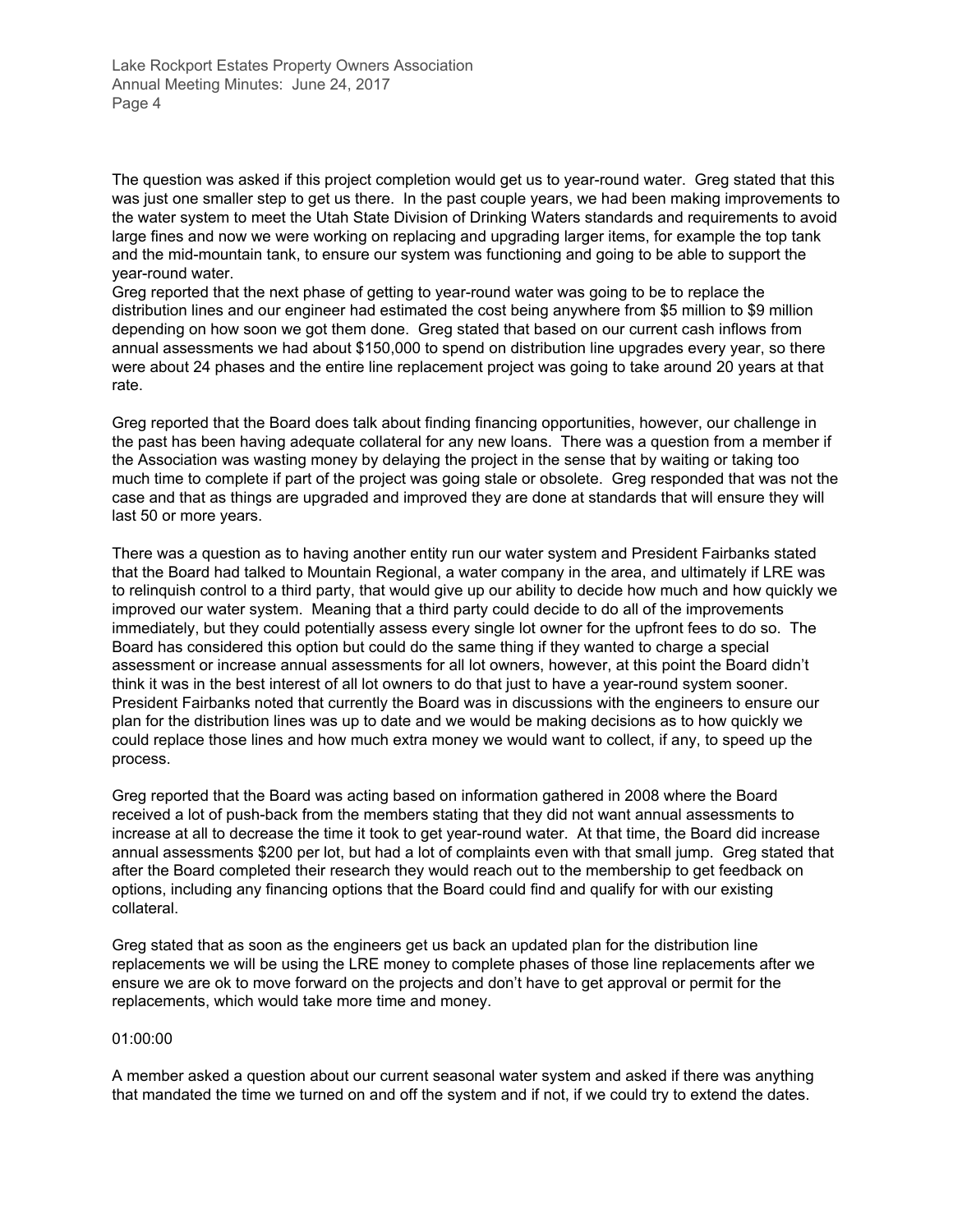The question was asked if this project completion would get us to year-round water. Greg stated that this was just one smaller step to get us there. In the past couple years, we had been making improvements to the water system to meet the Utah State Division of Drinking Waters standards and requirements to avoid large fines and now we were working on replacing and upgrading larger items, for example the top tank and the mid-mountain tank, to ensure our system was functioning and going to be able to support the year-round water.

Greg reported that the next phase of getting to year-round water was going to be to replace the distribution lines and our engineer had estimated the cost being anywhere from $5 million to $9 million depending on how soon we got them done. Greg stated that based on our current cash inflows from annual assessments we had about $150,000 to spend on distribution line upgrades every year, so there were about 24 phases and the entire line replacement project was going to take around 20 years at that rate.

Greg reported that the Board does talk about finding financing opportunities, however, our challenge in the past has been having adequate collateral for any new loans. There was a question from a member if the Association was wasting money by delaying the project in the sense that by waiting or taking too much time to complete if part of the project was going stale or obsolete. Greg responded that was not the case and that as things are upgraded and improved they are done at standards that will ensure they will last 50 or more years.

There was a question as to having another entity run our water system and President Fairbanks stated that the Board had talked to Mountain Regional, a water company in the area, and ultimately if LRE was to relinquish control to a third party, that would give up our ability to decide how much and how quickly we improved our water system. Meaning that a third party could decide to do all of the improvements immediately, but they could potentially assess every single lot owner for the upfront fees to do so. The Board has considered this option but could do the same thing if they wanted to charge a special assessment or increase annual assessments for all lot owners, however, at this point the Board didn't think it was in the best interest of all lot owners to do that just to have a year-round system sooner. President Fairbanks noted that currently the Board was in discussions with the engineers to ensure our plan for the distribution lines was up to date and we would be making decisions as to how quickly we could replace those lines and how much extra money we would want to collect, if any, to speed up the process.

Greg reported that the Board was acting based on information gathered in 2008 where the Board received a lot of push-back from the members stating that they did not want annual assessments to increase at all to decrease the time it took to get year-round water. At that time, the Board did increase annual assessments $200 per lot, but had a lot of complaints even with that small jump. Greg stated that after the Board completed their research they would reach out to the membership to get feedback on options, including any financing options that the Board could find and qualify for with our existing collateral.

Greg stated that as soon as the engineers get us back an updated plan for the distribution line replacements we will be using the LRE money to complete phases of those line replacements after we ensure we are ok to move forward on the projects and don't have to get approval or permit for the replacements, which would take more time and money.

01:00:00

A member asked a question about our current seasonal water system and asked if there was anything that mandated the time we turned on and off the system and if not, if we could try to extend the dates.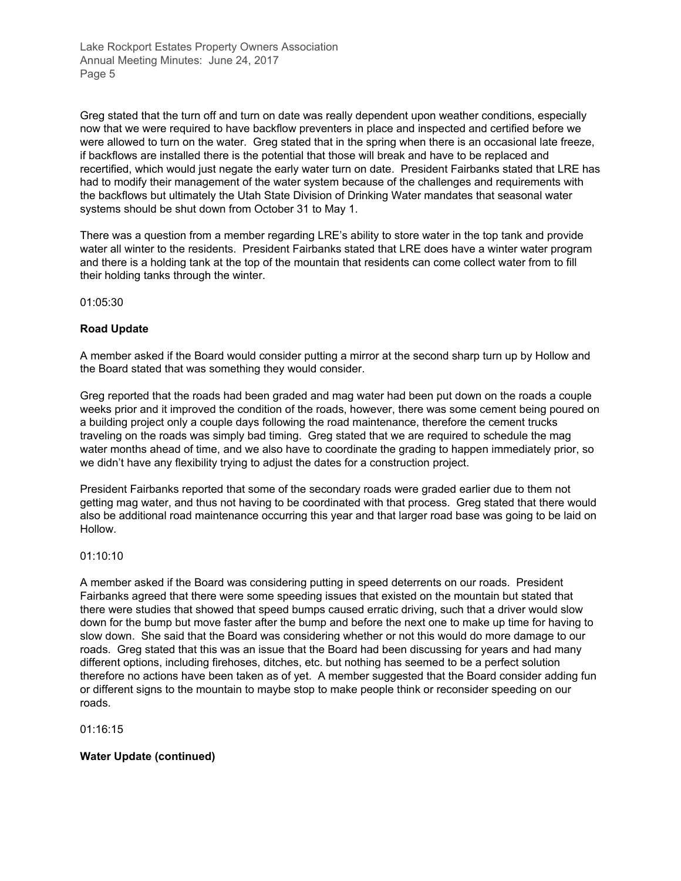Greg stated that the turn off and turn on date was really dependent upon weather conditions, especially now that we were required to have backflow preventers in place and inspected and certified before we were allowed to turn on the water. Greg stated that in the spring when there is an occasional late freeze, if backflows are installed there is the potential that those will break and have to be replaced and recertified, which would just negate the early water turn on date. President Fairbanks stated that LRE has had to modify their management of the water system because of the challenges and requirements with the backflows but ultimately the Utah State Division of Drinking Water mandates that seasonal water systems should be shut down from October 31 to May 1.

There was a question from a member regarding LRE's ability to store water in the top tank and provide water all winter to the residents. President Fairbanks stated that LRE does have a winter water program and there is a holding tank at the top of the mountain that residents can come collect water from to fill their holding tanks through the winter.

01:05:30

**Road Update**

A member asked if the Board would consider putting a mirror at the second sharp turn up by Hollow and the Board stated that was something they would consider.

Greg reported that the roads had been graded and mag water had been put down on the roads a couple weeks prior and it improved the condition of the roads, however, there was some cement being poured on a building project only a couple days following the road maintenance, therefore the cement trucks traveling on the roads was simply bad timing. Greg stated that we are required to schedule the mag water months ahead of time, and we also have to coordinate the grading to happen immediately prior, so we didn't have any flexibility trying to adjust the dates for a construction project.

President Fairbanks reported that some of the secondary roads were graded earlier due to them not getting mag water, and thus not having to be coordinated with that process. Greg stated that there would also be additional road maintenance occurring this year and that larger road base was going to be laid on Hollow.

01:10:10

A member asked if the Board was considering putting in speed deterrents on our roads. President Fairbanks agreed that there were some speeding issues that existed on the mountain but stated that there were studies that showed that speed bumps caused erratic driving, such that a driver would slow down for the bump but move faster after the bump and before the next one to make up time for having to slow down. She said that the Board was considering whether or not this would do more damage to our roads. Greg stated that this was an issue that the Board had been discussing for years and had many different options, including firehoses, ditches, etc. but nothing has seemed to be a perfect solution therefore no actions have been taken as of yet. A member suggested that the Board consider adding fun or different signs to the mountain to maybe stop to make people think or reconsider speeding on our roads.

01:16:15

**Water Update (continued)**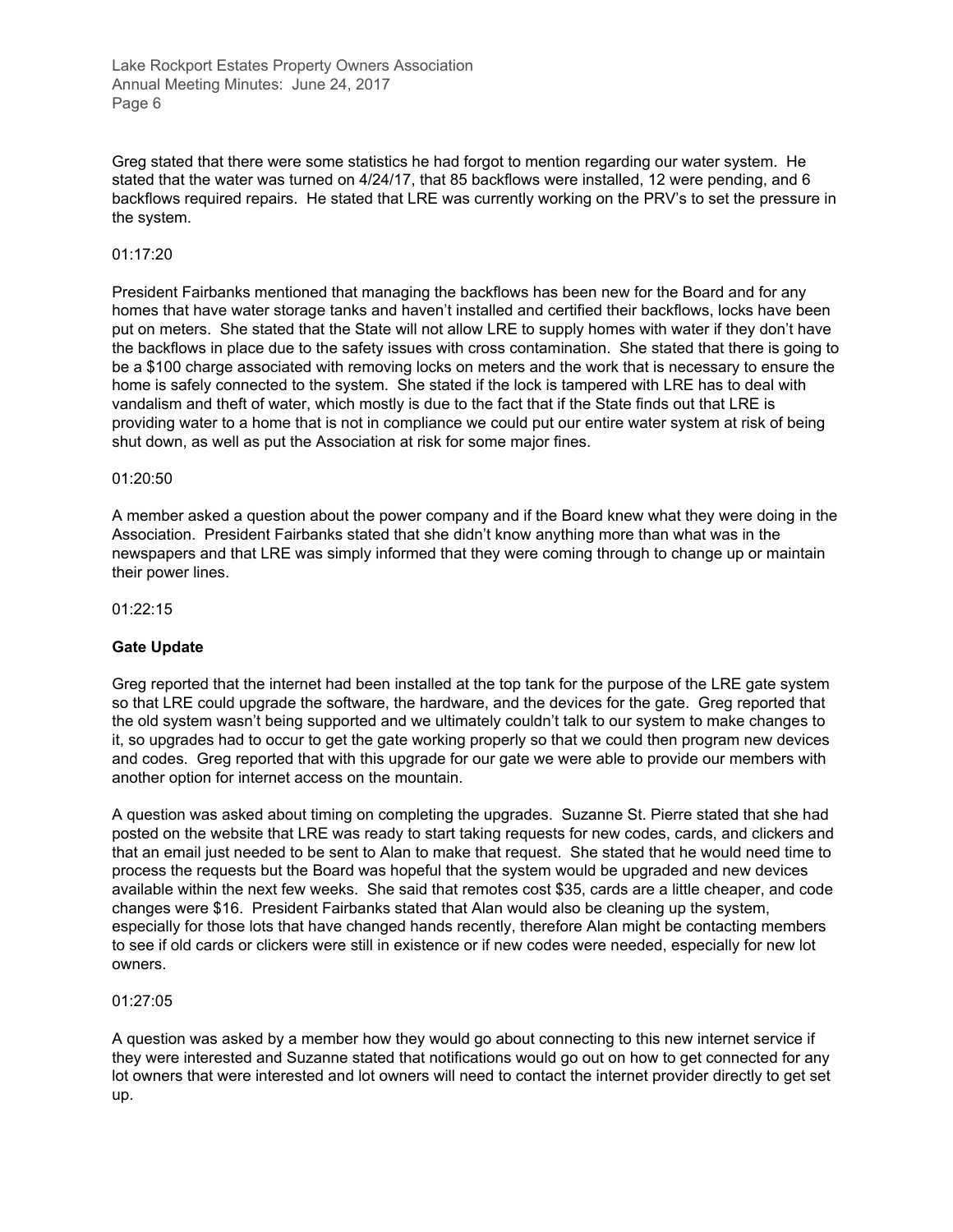Greg stated that there were some statistics he had forgot to mention regarding our water system. He stated that the water was turned on 4/24/17, that 85 backflows were installed, 12 were pending, and 6 backflows required repairs. He stated that LRE was currently working on the PRV's to set the pressure in the system.

01:17:20

President Fairbanks mentioned that managing the backflows has been new for the Board and for any homes that have water storage tanks and haven't installed and certified their backflows, locks have been put on meters. She stated that the State will not allow LRE to supply homes with water if they don't have the backflows in place due to the safety issues with cross contamination. She stated that there is going to be a $100 charge associated with removing locks on meters and the work that is necessary to ensure the home is safely connected to the system. She stated if the lock is tampered with LRE has to deal with vandalism and theft of water, which mostly is due to the fact that if the State finds out that LRE is providing water to a home that is not in compliance we could put our entire water system at risk of being shut down, as well as put the Association at risk for some major fines.

01:20:50

A member asked a question about the power company and if the Board knew what they were doing in the Association. President Fairbanks stated that she didn't know anything more than what was in the newspapers and that LRE was simply informed that they were coming through to change up or maintain their power lines.

01:22:15

**Gate Update**

Greg reported that the internet had been installed at the top tank for the purpose of the LRE gate system so that LRE could upgrade the software, the hardware, and the devices for the gate. Greg reported that the old system wasn't being supported and we ultimately couldn't talk to our system to make changes to it, so upgrades had to occur to get the gate working properly so that we could then program new devices and codes. Greg reported that with this upgrade for our gate we were able to provide our members with another option for internet access on the mountain.

A question was asked about timing on completing the upgrades. Suzanne St. Pierre stated that she had posted on the website that LRE was ready to start taking requests for new codes, cards, and clickers and that an email just needed to be sent to Alan to make that request. She stated that he would need time to process the requests but the Board was hopeful that the system would be upgraded and new devices available within the next few weeks. She said that remotes cost $35, cards are a little cheaper, and code changes were $16. President Fairbanks stated that Alan would also be cleaning up the system, especially for those lots that have changed hands recently, therefore Alan might be contacting members to see if old cards or clickers were still in existence or if new codes were needed, especially for new lot owners.

01:27:05

A question was asked by a member how they would go about connecting to this new internet service if they were interested and Suzanne stated that notifications would go out on how to get connected for any lot owners that were interested and lot owners will need to contact the internet provider directly to get set up.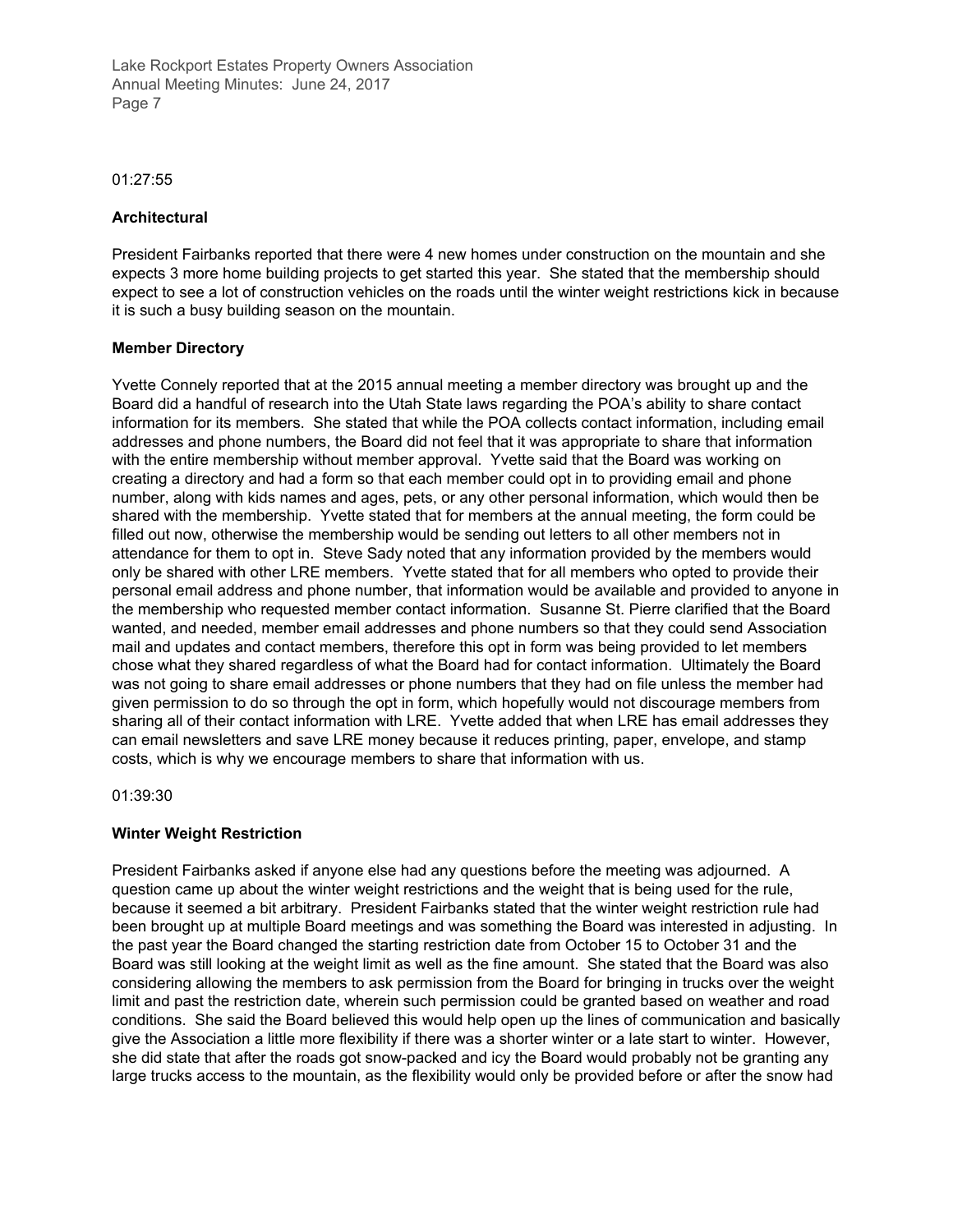01:27:55

**Architectural**

President Fairbanks reported that there were 4 new homes under construction on the mountain and she expects 3 more home building projects to get started this year. She stated that the membership should expect to see a lot of construction vehicles on the roads until the winter weight restrictions kick in because it is such a busy building season on the mountain.

**Member Directory**

Yvette Connely reported that at the 2015 annual meeting a member directory was brought up and the Board did a handful of research into the Utah State laws regarding the POA's ability to share contact information for its members. She stated that while the POA collects contact information, including email addresses and phone numbers, the Board did not feel that it was appropriate to share that information with the entire membership without member approval. Yvette said that the Board was working on creating a directory and had a form so that each member could opt in to providing email and phone number, along with kids names and ages, pets, or any other personal information, which would then be shared with the membership. Yvette stated that for members at the annual meeting, the form could be filled out now, otherwise the membership would be sending out letters to all other members not in attendance for them to opt in. Steve Sady noted that any information provided by the members would only be shared with other LRE members. Yvette stated that for all members who opted to provide their personal email address and phone number, that information would be available and provided to anyone in the membership who requested member contact information. Susanne St. Pierre clarified that the Board wanted, and needed, member email addresses and phone numbers so that they could send Association mail and updates and contact members, therefore this opt in form was being provided to let members chose what they shared regardless of what the Board had for contact information. Ultimately the Board was not going to share email addresses or phone numbers that they had on file unless the member had given permission to do so through the opt in form, which hopefully would not discourage members from sharing all of their contact information with LRE. Yvette added that when LRE has email addresses they can email newsletters and save LRE money because it reduces printing, paper, envelope, and stamp costs, which is why we encourage members to share that information with us.

01:39:30

**Winter Weight Restriction**

President Fairbanks asked if anyone else had any questions before the meeting was adjourned. A question came up about the winter weight restrictions and the weight that is being used for the rule, because it seemed a bit arbitrary. President Fairbanks stated that the winter weight restriction rule had been brought up at multiple Board meetings and was something the Board was interested in adjusting. In the past year the Board changed the starting restriction date from October 15 to October 31 and the Board was still looking at the weight limit as well as the fine amount. She stated that the Board was also considering allowing the members to ask permission from the Board for bringing in trucks over the weight limit and past the restriction date, wherein such permission could be granted based on weather and road conditions. She said the Board believed this would help open up the lines of communication and basically give the Association a little more flexibility if there was a shorter winter or a late start to winter. However, she did state that after the roads got snow-packed and icy the Board would probably not be granting any large trucks access to the mountain, as the flexibility would only be provided before or after the snow had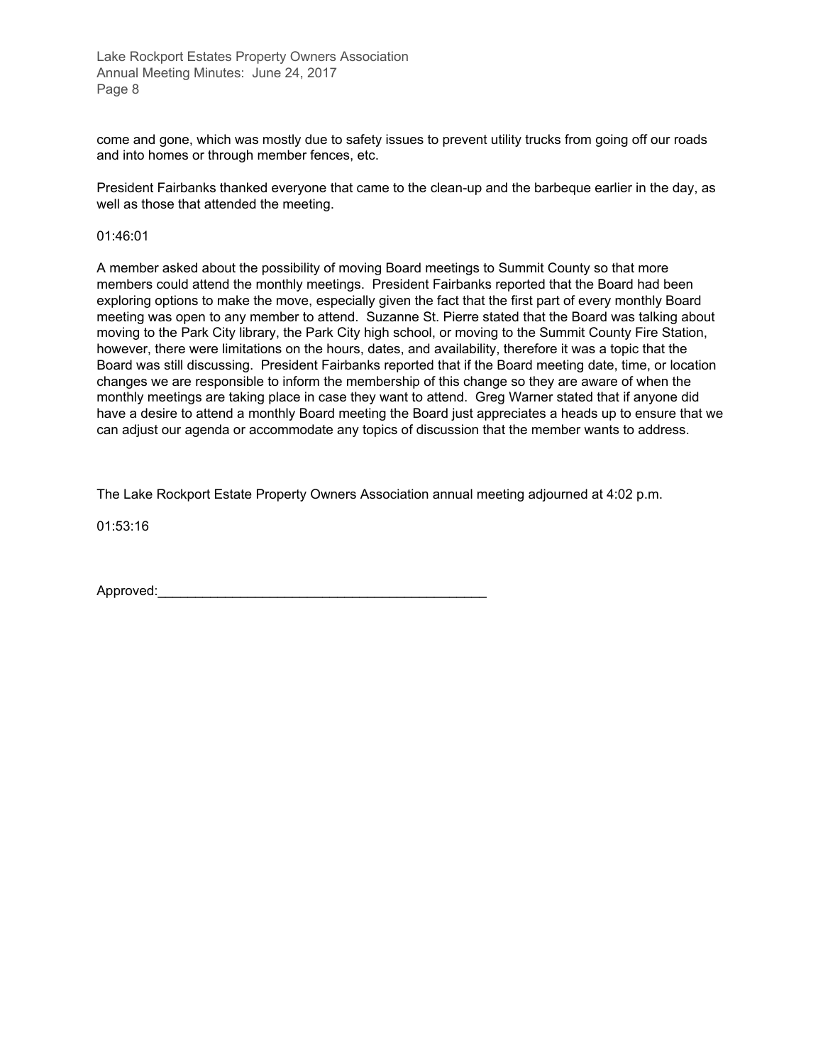come and gone, which was mostly due to safety issues to prevent utility trucks from going off our roads and into homes or through member fences, etc.

President Fairbanks thanked everyone that came to the clean-up and the barbeque earlier in the day, as well as those that attended the meeting.

01:46:01

A member asked about the possibility of moving Board meetings to Summit County so that more members could attend the monthly meetings. President Fairbanks reported that the Board had been exploring options to make the move, especially given the fact that the first part of every monthly Board meeting was open to any member to attend. Suzanne St. Pierre stated that the Board was talking about moving to the Park City library, the Park City high school, or moving to the Summit County Fire Station, however, there were limitations on the hours, dates, and availability, therefore it was a topic that the Board was still discussing. President Fairbanks reported that if the Board meeting date, time, or location changes we are responsible to inform the membership of this change so they are aware of when the monthly meetings are taking place in case they want to attend. Greg Warner stated that if anyone did have a desire to attend a monthly Board meeting the Board just appreciates a heads up to ensure that we can adjust our agenda or accommodate any topics of discussion that the member wants to address.

The Lake Rockport Estate Property Owners Association annual meeting adjourned at 4:02 p.m.

01:53:16

Approved:_____________________________________________